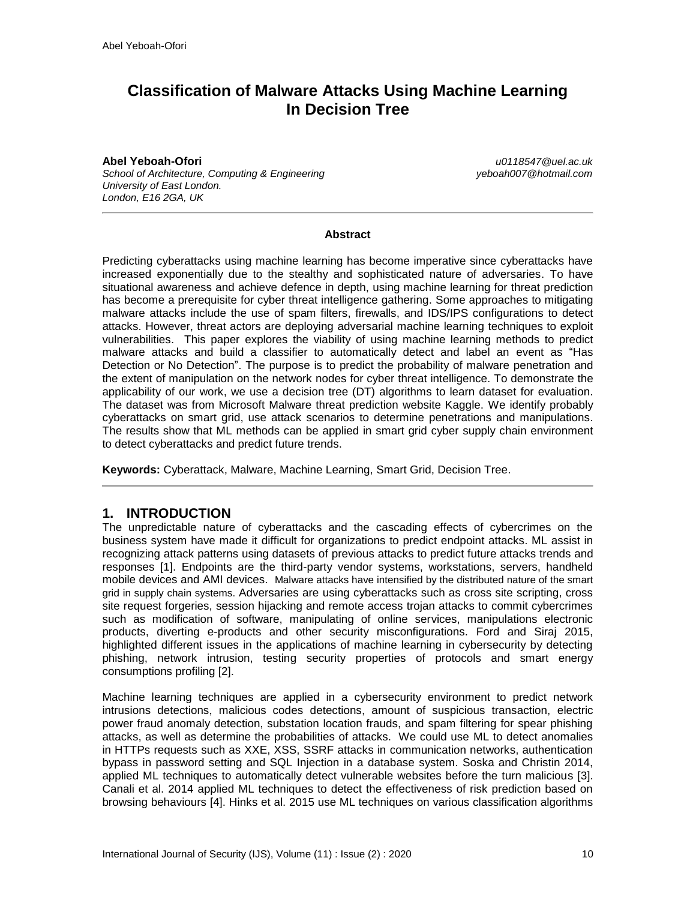# Classification of Malware Attacks Using Machine Learning In Decision Tree

**Abel Yeboah-Ofori**
*School of Architecture, Computing & Engineering*
*University of East London.*
*London, E16 2GA, UK*

*u0118547@uel.ac.uk*
*yeboah007@hotmail.com*

---

**Abstract**

Predicting cyberattacks using machine learning has become imperative since cyberattacks have increased exponentially due to the stealthy and sophisticated nature of adversaries. To have situational awareness and achieve defence in depth, using machine learning for threat prediction has become a prerequisite for cyber threat intelligence gathering. Some approaches to mitigating malware attacks include the use of spam filters, firewalls, and IDS/IPS configurations to detect attacks. However, threat actors are deploying adversarial machine learning techniques to exploit vulnerabilities. This paper explores the viability of using machine learning methods to predict malware attacks and build a classifier to automatically detect and label an event as "Has Detection or No Detection". The purpose is to predict the probability of malware penetration and the extent of manipulation on the network nodes for cyber threat intelligence. To demonstrate the applicability of our work, we use a decision tree (DT) algorithms to learn dataset for evaluation. The dataset was from Microsoft Malware threat prediction website Kaggle. We identify probably cyberattacks on smart grid, use attack scenarios to determine penetrations and manipulations. The results show that ML methods can be applied in smart grid cyber supply chain environment to detect cyberattacks and predict future trends.

**Keywords:** Cyberattack, Malware, Machine Learning, Smart Grid, Decision Tree.

---

## 1. INTRODUCTION

The unpredictable nature of cyberattacks and the cascading effects of cybercrimes on the business system have made it difficult for organizations to predict endpoint attacks. ML assist in recognizing attack patterns using datasets of previous attacks to predict future attacks trends and responses [1]. Endpoints are the third-party vendor systems, workstations, servers, handheld mobile devices and AMI devices. Malware attacks have intensified by the distributed nature of the smart grid in supply chain systems. Adversaries are using cyberattacks such as cross site scripting, cross site request forgeries, session hijacking and remote access trojan attacks to commit cybercrimes such as modification of software, manipulating of online services, manipulations electronic products, diverting e-products and other security misconfigurations. Ford and Siraj 2015, highlighted different issues in the applications of machine learning in cybersecurity by detecting phishing, network intrusion, testing security properties of protocols and smart energy consumptions profiling [2].

Machine learning techniques are applied in a cybersecurity environment to predict network intrusions detections, malicious codes detections, amount of suspicious transaction, electric power fraud anomaly detection, substation location frauds, and spam filtering for spear phishing attacks, as well as determine the probabilities of attacks. We could use ML to detect anomalies in HTTPs requests such as XXE, XSS, SSRF attacks in communication networks, authentication bypass in password setting and SQL Injection in a database system. Soska and Christin 2014, applied ML techniques to automatically detect vulnerable websites before the turn malicious [3]. Canali et al. 2014 applied ML techniques to detect the effectiveness of risk prediction based on browsing behaviours [4]. Hinks et al. 2015 use ML techniques on various classification algorithms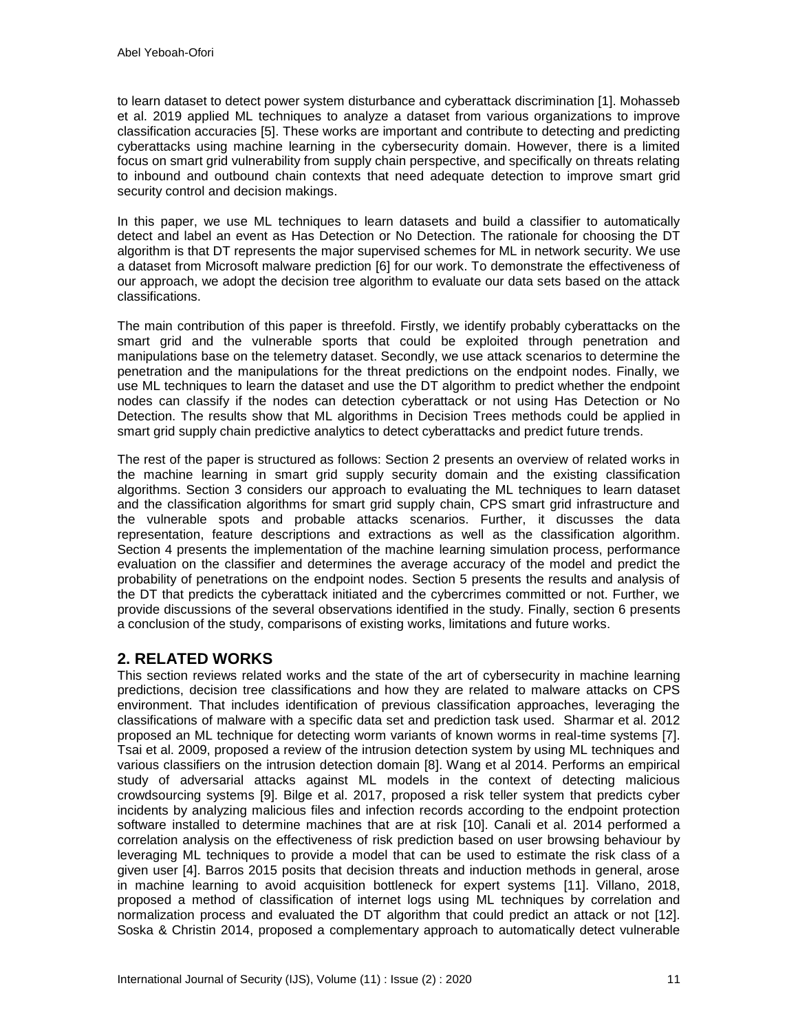to learn dataset to detect power system disturbance and cyberattack discrimination [1]. Mohasseb et al. 2019 applied ML techniques to analyze a dataset from various organizations to improve classification accuracies [5]. These works are important and contribute to detecting and predicting cyberattacks using machine learning in the cybersecurity domain. However, there is a limited focus on smart grid vulnerability from supply chain perspective, and specifically on threats relating to inbound and outbound chain contexts that need adequate detection to improve smart grid security control and decision makings.

In this paper, we use ML techniques to learn datasets and build a classifier to automatically detect and label an event as Has Detection or No Detection. The rationale for choosing the DT algorithm is that DT represents the major supervised schemes for ML in network security. We use a dataset from Microsoft malware prediction [6] for our work. To demonstrate the effectiveness of our approach, we adopt the decision tree algorithm to evaluate our data sets based on the attack classifications.

The main contribution of this paper is threefold. Firstly, we identify probably cyberattacks on the smart grid and the vulnerable sports that could be exploited through penetration and manipulations base on the telemetry dataset. Secondly, we use attack scenarios to determine the penetration and the manipulations for the threat predictions on the endpoint nodes. Finally, we use ML techniques to learn the dataset and use the DT algorithm to predict whether the endpoint nodes can classify if the nodes can detection cyberattack or not using Has Detection or No Detection. The results show that ML algorithms in Decision Trees methods could be applied in smart grid supply chain predictive analytics to detect cyberattacks and predict future trends.

The rest of the paper is structured as follows: Section 2 presents an overview of related works in the machine learning in smart grid supply security domain and the existing classification algorithms. Section 3 considers our approach to evaluating the ML techniques to learn dataset and the classification algorithms for smart grid supply chain, CPS smart grid infrastructure and the vulnerable spots and probable attacks scenarios. Further, it discusses the data representation, feature descriptions and extractions as well as the classification algorithm. Section 4 presents the implementation of the machine learning simulation process, performance evaluation on the classifier and determines the average accuracy of the model and predict the probability of penetrations on the endpoint nodes. Section 5 presents the results and analysis of the DT that predicts the cyberattack initiated and the cybercrimes committed or not. Further, we provide discussions of the several observations identified in the study. Finally, section 6 presents a conclusion of the study, comparisons of existing works, limitations and future works.

## 2. RELATED WORKS

This section reviews related works and the state of the art of cybersecurity in machine learning predictions, decision tree classifications and how they are related to malware attacks on CPS environment. That includes identification of previous classification approaches, leveraging the classifications of malware with a specific data set and prediction task used. Sharmar et al. 2012 proposed an ML technique for detecting worm variants of known worms in real-time systems [7]. Tsai et al. 2009, proposed a review of the intrusion detection system by using ML techniques and various classifiers on the intrusion detection domain [8]. Wang et al 2014. Performs an empirical study of adversarial attacks against ML models in the context of detecting malicious crowdsourcing systems [9]. Bilge et al. 2017, proposed a risk teller system that predicts cyber incidents by analyzing malicious files and infection records according to the endpoint protection software installed to determine machines that are at risk [10]. Canali et al. 2014 performed a correlation analysis on the effectiveness of risk prediction based on user browsing behaviour by leveraging ML techniques to provide a model that can be used to estimate the risk class of a given user [4]. Barros 2015 posits that decision threats and induction methods in general, arose in machine learning to avoid acquisition bottleneck for expert systems [11]. Villano, 2018, proposed a method of classification of internet logs using ML techniques by correlation and normalization process and evaluated the DT algorithm that could predict an attack or not [12]. Soska & Christin 2014, proposed a complementary approach to automatically detect vulnerable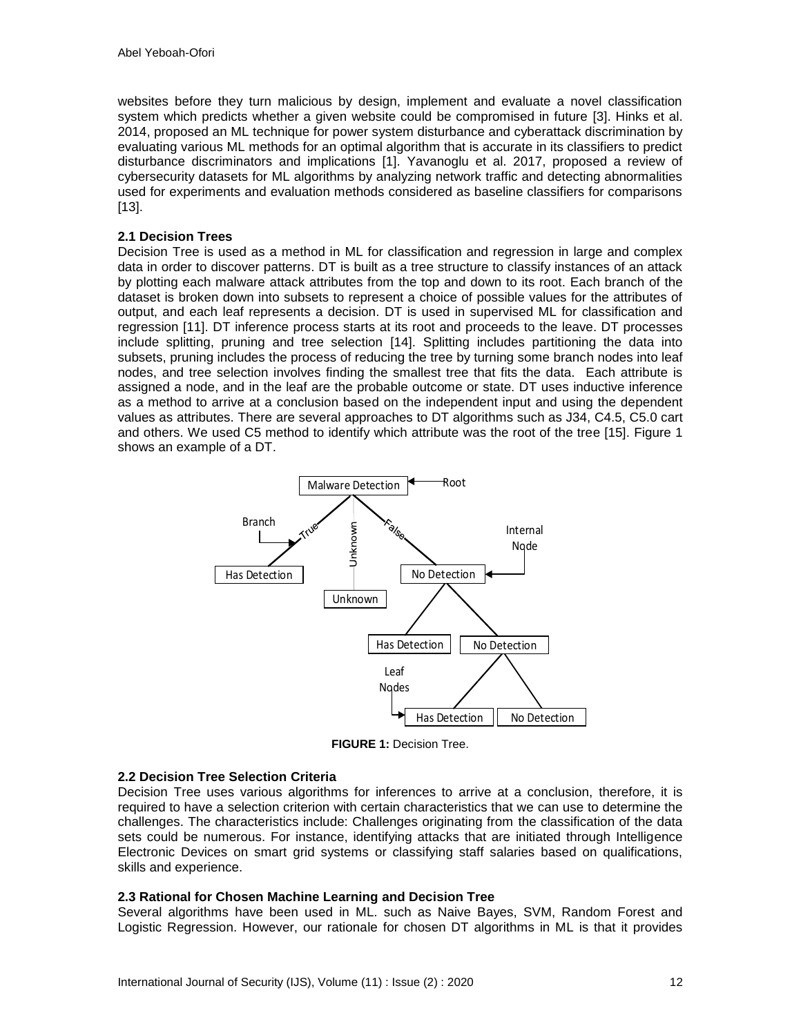websites before they turn malicious by design, implement and evaluate a novel classification system which predicts whether a given website could be compromised in future [3]. Hinks et al. 2014, proposed an ML technique for power system disturbance and cyberattack discrimination by evaluating various ML methods for an optimal algorithm that is accurate in its classifiers to predict disturbance discriminators and implications [1]. Yavanoglu et al. 2017, proposed a review of cybersecurity datasets for ML algorithms by analyzing network traffic and detecting abnormalities used for experiments and evaluation methods considered as baseline classifiers for comparisons [13].

### 2.1 Decision Trees

Decision Tree is used as a method in ML for classification and regression in large and complex data in order to discover patterns. DT is built as a tree structure to classify instances of an attack by plotting each malware attack attributes from the top and down to its root. Each branch of the dataset is broken down into subsets to represent a choice of possible values for the attributes of output, and each leaf represents a decision. DT is used in supervised ML for classification and regression [11]. DT inference process starts at its root and proceeds to the leave. DT processes include splitting, pruning and tree selection [14]. Splitting includes partitioning the data into subsets, pruning includes the process of reducing the tree by turning some branch nodes into leaf nodes, and tree selection involves finding the smallest tree that fits the data. Each attribute is assigned a node, and in the leaf are the probable outcome or state. DT uses inductive inference as a method to arrive at a conclusion based on the independent input and using the dependent values as attributes. There are several approaches to DT algorithms such as J34, C4.5, C5.0 cart and others. We used C5 method to identify which attribute was the root of the tree [15]. Figure 1 shows an example of a DT.

**FIGURE 1:** Decision Tree.

### 2.2 Decision Tree Selection Criteria

Decision Tree uses various algorithms for inferences to arrive at a conclusion, therefore, it is required to have a selection criterion with certain characteristics that we can use to determine the challenges. The characteristics include: Challenges originating from the classification of the data sets could be numerous. For instance, identifying attacks that are initiated through Intelligence Electronic Devices on smart grid systems or classifying staff salaries based on qualifications, skills and experience.

### 2.3 Rational for Chosen Machine Learning and Decision Tree

Several algorithms have been used in ML. such as Naive Bayes, SVM, Random Forest and Logistic Regression. However, our rationale for chosen DT algorithms in ML is that it provides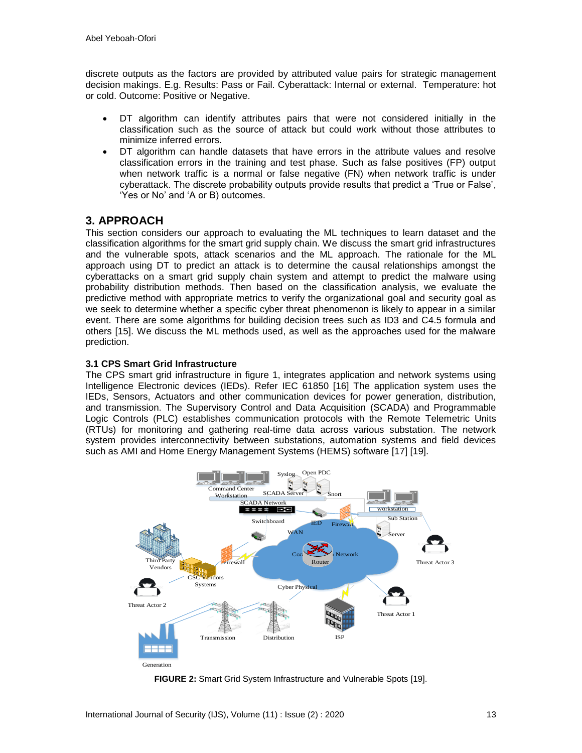discrete outputs as the factors are provided by attributed value pairs for strategic management decision makings. E.g. Results: Pass or Fail. Cyberattack: Internal or external. Temperature: hot or cold. Outcome: Positive or Negative.

- DT algorithm can identify attributes pairs that were not considered initially in the classification such as the source of attack but could work without those attributes to minimize inferred errors.
- DT algorithm can handle datasets that have errors in the attribute values and resolve classification errors in the training and test phase. Such as false positives (FP) output when network traffic is a normal or false negative (FN) when network traffic is under cyberattack. The discrete probability outputs provide results that predict a 'True or False', 'Yes or No' and 'A or B) outcomes.

## 3. APPROACH

This section considers our approach to evaluating the ML techniques to learn dataset and the classification algorithms for the smart grid supply chain. We discuss the smart grid infrastructures and the vulnerable spots, attack scenarios and the ML approach. The rationale for the ML approach using DT to predict an attack is to determine the causal relationships amongst the cyberattacks on a smart grid supply chain system and attempt to predict the malware using probability distribution methods. Then based on the classification analysis, we evaluate the predictive method with appropriate metrics to verify the organizational goal and security goal as we seek to determine whether a specific cyber threat phenomenon is likely to appear in a similar event. There are some algorithms for building decision trees such as ID3 and C4.5 formula and others [15]. We discuss the ML methods used, as well as the approaches used for the malware prediction.

### 3.1 CPS Smart Grid Infrastructure

The CPS smart grid infrastructure in figure 1, integrates application and network systems using Intelligence Electronic devices (IEDs). Refer IEC 61850 [16] The application system uses the IEDs, Sensors, Actuators and other communication devices for power generation, distribution, and transmission. The Supervisory Control and Data Acquisition (SCADA) and Programmable Logic Controls (PLC) establishes communication protocols with the Remote Telemetric Units (RTUs) for monitoring and gathering real-time data across various substation. The network system provides interconnectivity between substations, automation systems and field devices such as AMI and Home Energy Management Systems (HEMS) software [17] [19].

**FIGURE 2:** Smart Grid System Infrastructure and Vulnerable Spots [19].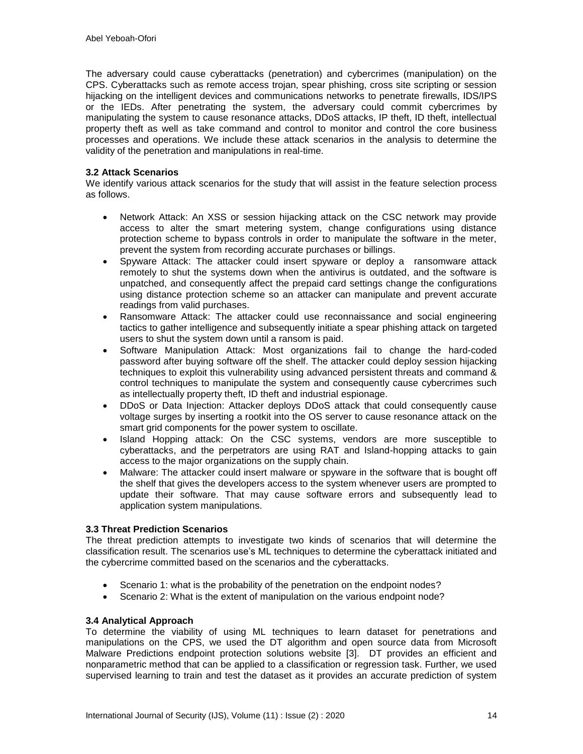The adversary could cause cyberattacks (penetration) and cybercrimes (manipulation) on the CPS. Cyberattacks such as remote access trojan, spear phishing, cross site scripting or session hijacking on the intelligent devices and communications networks to penetrate firewalls, IDS/IPS or the IEDs. After penetrating the system, the adversary could commit cybercrimes by manipulating the system to cause resonance attacks, DDoS attacks, IP theft, ID theft, intellectual property theft as well as take command and control to monitor and control the core business processes and operations. We include these attack scenarios in the analysis to determine the validity of the penetration and manipulations in real-time.

### 3.2 Attack Scenarios

We identify various attack scenarios for the study that will assist in the feature selection process as follows.

- Network Attack: An XSS or session hijacking attack on the CSC network may provide access to alter the smart metering system, change configurations using distance protection scheme to bypass controls in order to manipulate the software in the meter, prevent the system from recording accurate purchases or billings.
- Spyware Attack: The attacker could insert spyware or deploy a ransomware attack remotely to shut the systems down when the antivirus is outdated, and the software is unpatched, and consequently affect the prepaid card settings change the configurations using distance protection scheme so an attacker can manipulate and prevent accurate readings from valid purchases.
- Ransomware Attack: The attacker could use reconnaissance and social engineering tactics to gather intelligence and subsequently initiate a spear phishing attack on targeted users to shut the system down until a ransom is paid.
- Software Manipulation Attack: Most organizations fail to change the hard-coded password after buying software off the shelf. The attacker could deploy session hijacking techniques to exploit this vulnerability using advanced persistent threats and command & control techniques to manipulate the system and consequently cause cybercrimes such as intellectually property theft, ID theft and industrial espionage.
- DDoS or Data Injection: Attacker deploys DDoS attack that could consequently cause voltage surges by inserting a rootkit into the OS server to cause resonance attack on the smart grid components for the power system to oscillate.
- Island Hopping attack: On the CSC systems, vendors are more susceptible to cyberattacks, and the perpetrators are using RAT and Island-hopping attacks to gain access to the major organizations on the supply chain.
- Malware: The attacker could insert malware or spyware in the software that is bought off the shelf that gives the developers access to the system whenever users are prompted to update their software. That may cause software errors and subsequently lead to application system manipulations.

### 3.3 Threat Prediction Scenarios

The threat prediction attempts to investigate two kinds of scenarios that will determine the classification result. The scenarios use's ML techniques to determine the cyberattack initiated and the cybercrime committed based on the scenarios and the cyberattacks.

- Scenario 1: what is the probability of the penetration on the endpoint nodes?
- Scenario 2: What is the extent of manipulation on the various endpoint node?

### 3.4 Analytical Approach

To determine the viability of using ML techniques to learn dataset for penetrations and manipulations on the CPS, we used the DT algorithm and open source data from Microsoft Malware Predictions endpoint protection solutions website [3]. DT provides an efficient and nonparametric method that can be applied to a classification or regression task. Further, we used supervised learning to train and test the dataset as it provides an accurate prediction of system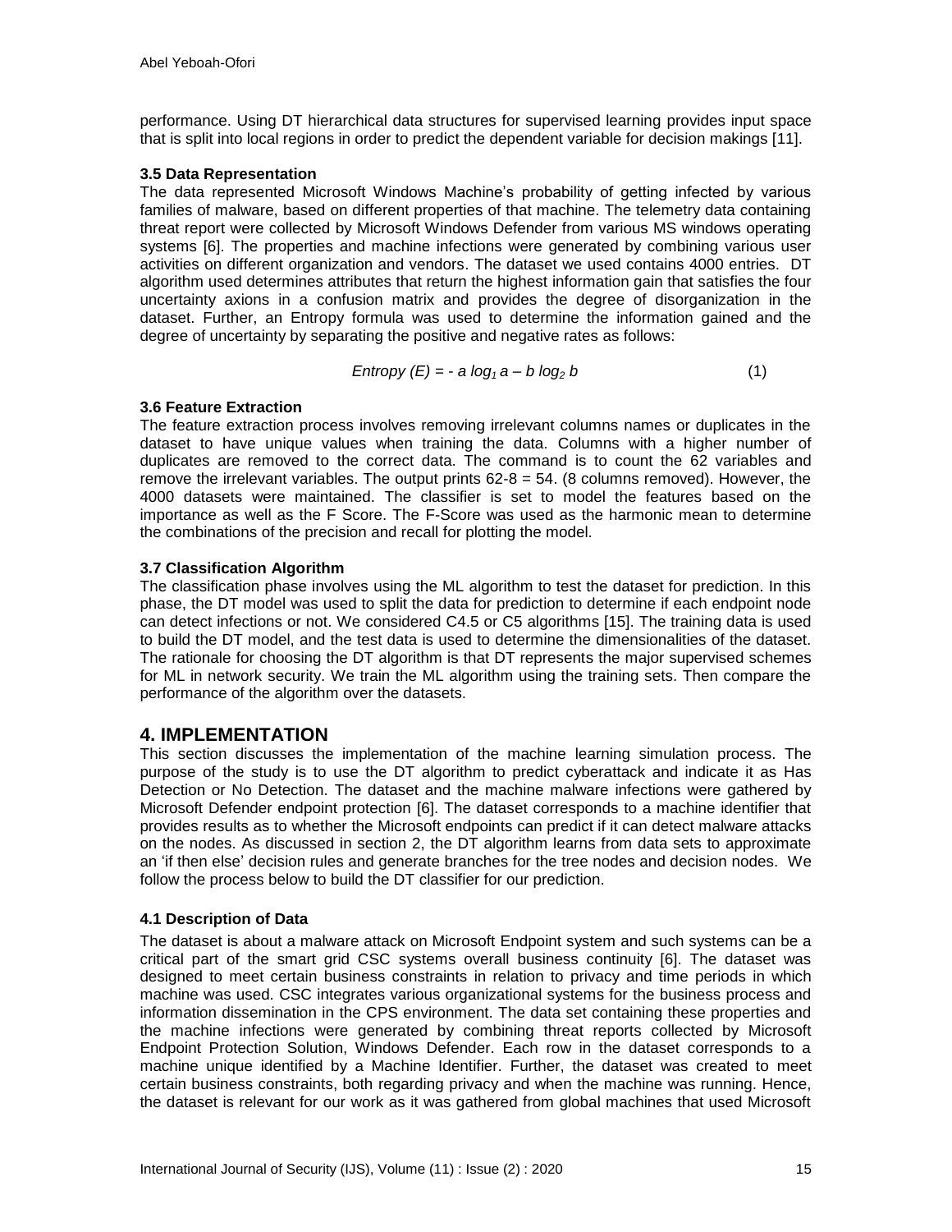performance. Using DT hierarchical data structures for supervised learning provides input space that is split into local regions in order to predict the dependent variable for decision makings [11].

### 3.5 Data Representation

The data represented Microsoft Windows Machine's probability of getting infected by various families of malware, based on different properties of that machine. The telemetry data containing threat report were collected by Microsoft Windows Defender from various MS windows operating systems [6]. The properties and machine infections were generated by combining various user activities on different organization and vendors. The dataset we used contains 4000 entries. DT algorithm used determines attributes that return the highest information gain that satisfies the four uncertainty axions in a confusion matrix and provides the degree of disorganization in the dataset. Further, an Entropy formula was used to determine the information gained and the degree of uncertainty by separating the positive and negative rates as follows:

$$Entropy\ (E) = -\ a\ log_1\ a - b\ log_2\ b \qquad (1)$$

### 3.6 Feature Extraction

The feature extraction process involves removing irrelevant columns names or duplicates in the dataset to have unique values when training the data. Columns with a higher number of duplicates are removed to the correct data. The command is to count the 62 variables and remove the irrelevant variables. The output prints 62-8 = 54. (8 columns removed). However, the 4000 datasets were maintained. The classifier is set to model the features based on the importance as well as the F Score. The F-Score was used as the harmonic mean to determine the combinations of the precision and recall for plotting the model.

### 3.7 Classification Algorithm

The classification phase involves using the ML algorithm to test the dataset for prediction. In this phase, the DT model was used to split the data for prediction to determine if each endpoint node can detect infections or not. We considered C4.5 or C5 algorithms [15]. The training data is used to build the DT model, and the test data is used to determine the dimensionalities of the dataset. The rationale for choosing the DT algorithm is that DT represents the major supervised schemes for ML in network security. We train the ML algorithm using the training sets. Then compare the performance of the algorithm over the datasets.

## 4. IMPLEMENTATION

This section discusses the implementation of the machine learning simulation process. The purpose of the study is to use the DT algorithm to predict cyberattack and indicate it as Has Detection or No Detection. The dataset and the machine malware infections were gathered by Microsoft Defender endpoint protection [6]. The dataset corresponds to a machine identifier that provides results as to whether the Microsoft endpoints can predict if it can detect malware attacks on the nodes. As discussed in section 2, the DT algorithm learns from data sets to approximate an 'if then else' decision rules and generate branches for the tree nodes and decision nodes. We follow the process below to build the DT classifier for our prediction.

### 4.1 Description of Data

The dataset is about a malware attack on Microsoft Endpoint system and such systems can be a critical part of the smart grid CSC systems overall business continuity [6]. The dataset was designed to meet certain business constraints in relation to privacy and time periods in which machine was used. CSC integrates various organizational systems for the business process and information dissemination in the CPS environment. The data set containing these properties and the machine infections were generated by combining threat reports collected by Microsoft Endpoint Protection Solution, Windows Defender. Each row in the dataset corresponds to a machine unique identified by a Machine Identifier. Further, the dataset was created to meet certain business constraints, both regarding privacy and when the machine was running. Hence, the dataset is relevant for our work as it was gathered from global machines that used Microsoft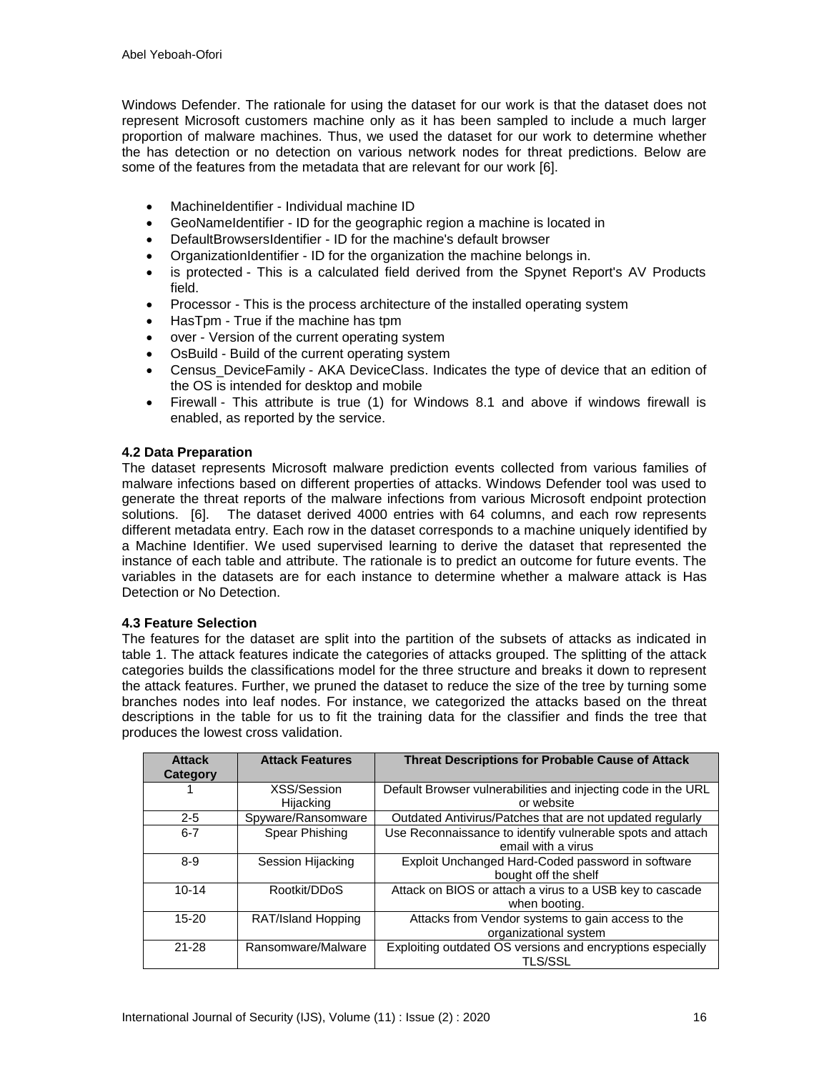Windows Defender. The rationale for using the dataset for our work is that the dataset does not represent Microsoft customers machine only as it has been sampled to include a much larger proportion of malware machines. Thus, we used the dataset for our work to determine whether the has detection or no detection on various network nodes for threat predictions. Below are some of the features from the metadata that are relevant for our work [6].

- MachineIdentifier - Individual machine ID
- GeoNameIdentifier - ID for the geographic region a machine is located in
- DefaultBrowsersIdentifier - ID for the machine's default browser
- OrganizationIdentifier - ID for the organization the machine belongs in.
- is protected - This is a calculated field derived from the Spynet Report's AV Products field.
- Processor - This is the process architecture of the installed operating system
- HasTpm - True if the machine has tpm
- over - Version of the current operating system
- OsBuild - Build of the current operating system
- Census_DeviceFamily - AKA DeviceClass. Indicates the type of device that an edition of the OS is intended for desktop and mobile
- Firewall - This attribute is true (1) for Windows 8.1 and above if windows firewall is enabled, as reported by the service.

### 4.2 Data Preparation

The dataset represents Microsoft malware prediction events collected from various families of malware infections based on different properties of attacks. Windows Defender tool was used to generate the threat reports of the malware infections from various Microsoft endpoint protection solutions. [6]. The dataset derived 4000 entries with 64 columns, and each row represents different metadata entry. Each row in the dataset corresponds to a machine uniquely identified by a Machine Identifier. We used supervised learning to derive the dataset that represented the instance of each table and attribute. The rationale is to predict an outcome for future events. The variables in the datasets are for each instance to determine whether a malware attack is Has Detection or No Detection.

### 4.3 Feature Selection

The features for the dataset are split into the partition of the subsets of attacks as indicated in table 1. The attack features indicate the categories of attacks grouped. The splitting of the attack categories builds the classifications model for the three structure and breaks it down to represent the attack features. Further, we pruned the dataset to reduce the size of the tree by turning some branches nodes into leaf nodes. For instance, we categorized the attacks based on the threat descriptions in the table for us to fit the training data for the classifier and finds the tree that produces the lowest cross validation.

| Attack Category | Attack Features | Threat Descriptions for Probable Cause of Attack |
|---|---|---|
| 1 | XSS/Session Hijacking | Default Browser vulnerabilities and injecting code in the URL or website |
| 2-5 | Spyware/Ransomware | Outdated Antivirus/Patches that are not updated regularly |
| 6-7 | Spear Phishing | Use Reconnaissance to identify vulnerable spots and attach email with a virus |
| 8-9 | Session Hijacking | Exploit Unchanged Hard-Coded password in software bought off the shelf |
| 10-14 | Rootkit/DDoS | Attack on BIOS or attach a virus to a USB key to cascade when booting. |
| 15-20 | RAT/Island Hopping | Attacks from Vendor systems to gain access to the organizational system |
| 21-28 | Ransomware/Malware | Exploiting outdated OS versions and encryptions especially TLS/SSL |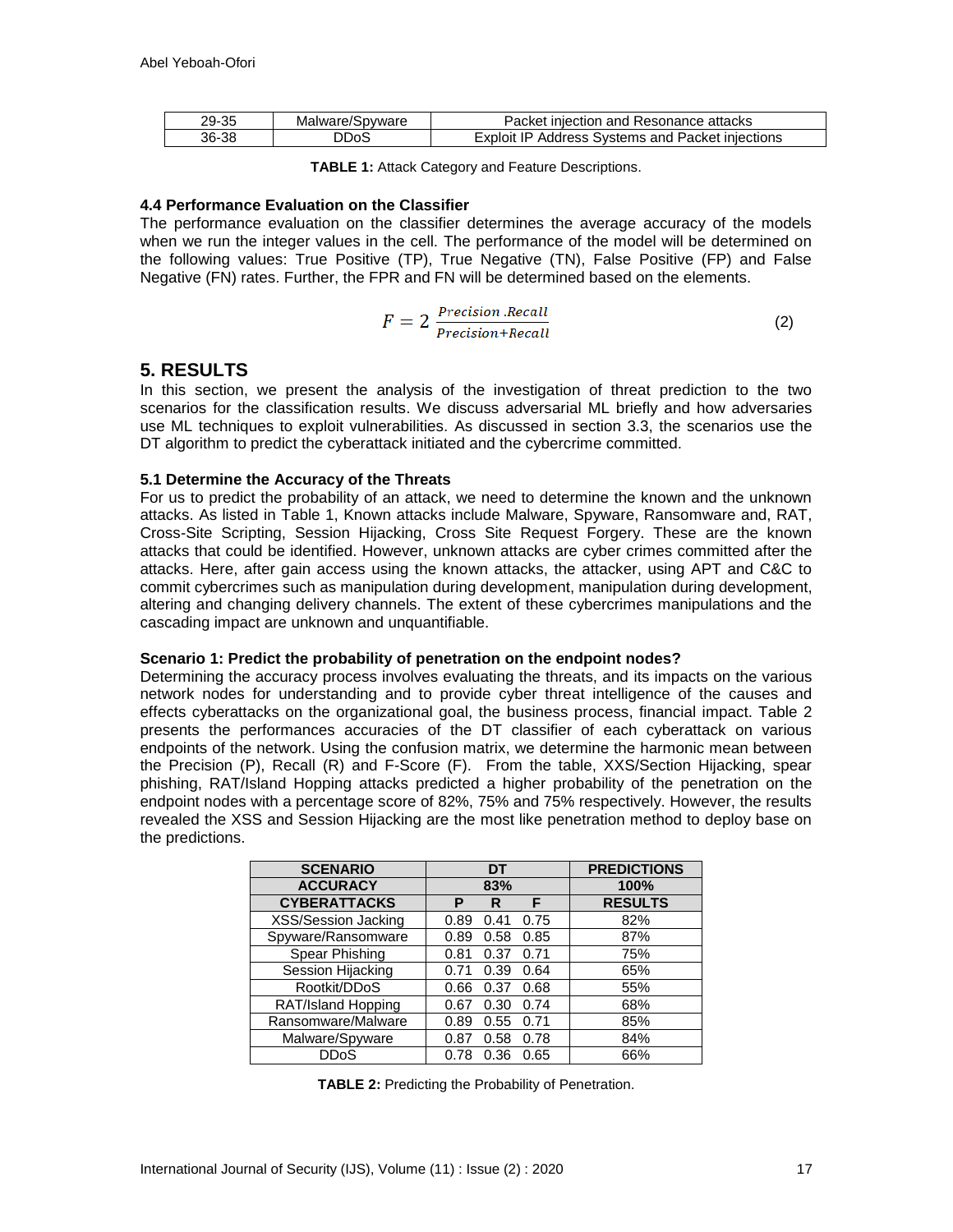| 29-35 | Malware/Spyware | Packet injection and Resonance attacks |
|---|---|---|
| 36-38 | DDoS | Exploit IP Address Systems and Packet injections |

**TABLE 1:** Attack Category and Feature Descriptions.

#### 4.4 Performance Evaluation on the Classifier

The performance evaluation on the classifier determines the average accuracy of the models when we run the integer values in the cell. The performance of the model will be determined on the following values: True Positive (TP), True Negative (TN), False Positive (FP) and False Negative (FN) rates. Further, the FPR and FN will be determined based on the elements.

$$F = 2\ \frac{Precision\ .Recall}{Precision + Recall} \tag{2}$$

## 5. RESULTS

In this section, we present the analysis of the investigation of threat prediction to the two scenarios for the classification results. We discuss adversarial ML briefly and how adversaries use ML techniques to exploit vulnerabilities. As discussed in section 3.3, the scenarios use the DT algorithm to predict the cyberattack initiated and the cybercrime committed.

#### 5.1 Determine the Accuracy of the Threats

For us to predict the probability of an attack, we need to determine the known and the unknown attacks. As listed in Table 1, Known attacks include Malware, Spyware, Ransomware and, RAT, Cross-Site Scripting, Session Hijacking, Cross Site Request Forgery. These are the known attacks that could be identified. However, unknown attacks are cyber crimes committed after the attacks. Here, after gain access using the known attacks, the attacker, using APT and C&C to commit cybercrimes such as manipulation during development, manipulation during development, altering and changing delivery channels. The extent of these cybercrimes manipulations and the cascading impact are unknown and unquantifiable.

**Scenario 1: Predict the probability of penetration on the endpoint nodes?**

Determining the accuracy process involves evaluating the threats, and its impacts on the various network nodes for understanding and to provide cyber threat intelligence of the causes and effects cyberattacks on the organizational goal, the business process, financial impact. Table 2 presents the performances accuracies of the DT classifier of each cyberattack on various endpoints of the network. Using the confusion matrix, we determine the harmonic mean between the Precision (P), Recall (R) and F-Score (F). From the table, XXS/Section Hijacking, spear phishing, RAT/Island Hopping attacks predicted a higher probability of the penetration on the endpoint nodes with a percentage score of 82%, 75% and 75% respectively. However, the results revealed the XSS and Session Hijacking are the most like penetration method to deploy base on the predictions.

| SCENARIO | DT | | | PREDICTIONS |
|---|---|---|---|---|
| **ACCURACY** | **83%** | | | **100%** |
| **CYBERATTACKS** | **P** | **R** | **F** | **RESULTS** |
| XSS/Session Jacking | 0.89 | 0.41 | 0.75 | 82% |
| Spyware/Ransomware | 0.89 | 0.58 | 0.85 | 87% |
| Spear Phishing | 0.81 | 0.37 | 0.71 | 75% |
| Session Hijacking | 0.71 | 0.39 | 0.64 | 65% |
| Rootkit/DDoS | 0.66 | 0.37 | 0.68 | 55% |
| RAT/Island Hopping | 0.67 | 0.30 | 0.74 | 68% |
| Ransomware/Malware | 0.89 | 0.55 | 0.71 | 85% |
| Malware/Spyware | 0.87 | 0.58 | 0.78 | 84% |
| DDoS | 0.78 | 0.36 | 0.65 | 66% |

**TABLE 2:** Predicting the Probability of Penetration.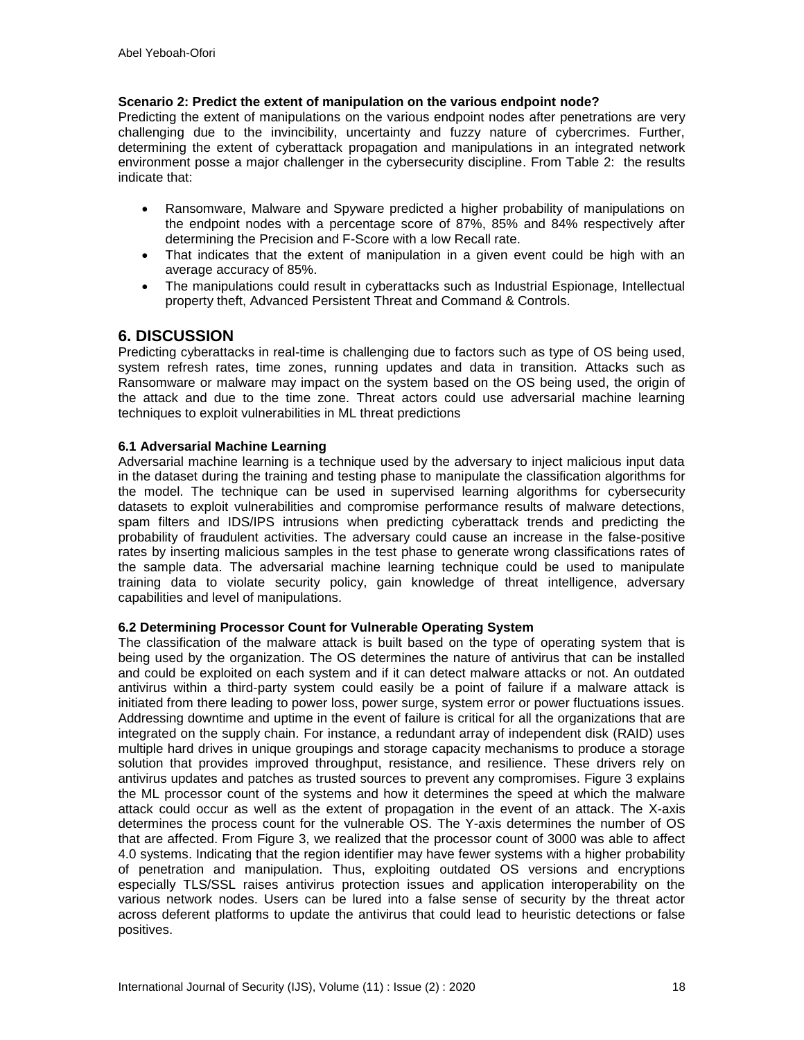**Scenario 2: Predict the extent of manipulation on the various endpoint node?**

Predicting the extent of manipulations on the various endpoint nodes after penetrations are very challenging due to the invincibility, uncertainty and fuzzy nature of cybercrimes. Further, determining the extent of cyberattack propagation and manipulations in an integrated network environment posse a major challenger in the cybersecurity discipline. From Table 2: the results indicate that:

- Ransomware, Malware and Spyware predicted a higher probability of manipulations on the endpoint nodes with a percentage score of 87%, 85% and 84% respectively after determining the Precision and F-Score with a low Recall rate.
- That indicates that the extent of manipulation in a given event could be high with an average accuracy of 85%.
- The manipulations could result in cyberattacks such as Industrial Espionage, Intellectual property theft, Advanced Persistent Threat and Command & Controls.

## 6. DISCUSSION

Predicting cyberattacks in real-time is challenging due to factors such as type of OS being used, system refresh rates, time zones, running updates and data in transition. Attacks such as Ransomware or malware may impact on the system based on the OS being used, the origin of the attack and due to the time zone. Threat actors could use adversarial machine learning techniques to exploit vulnerabilities in ML threat predictions

### 6.1 Adversarial Machine Learning

Adversarial machine learning is a technique used by the adversary to inject malicious input data in the dataset during the training and testing phase to manipulate the classification algorithms for the model. The technique can be used in supervised learning algorithms for cybersecurity datasets to exploit vulnerabilities and compromise performance results of malware detections, spam filters and IDS/IPS intrusions when predicting cyberattack trends and predicting the probability of fraudulent activities. The adversary could cause an increase in the false-positive rates by inserting malicious samples in the test phase to generate wrong classifications rates of the sample data. The adversarial machine learning technique could be used to manipulate training data to violate security policy, gain knowledge of threat intelligence, adversary capabilities and level of manipulations.

### 6.2 Determining Processor Count for Vulnerable Operating System

The classification of the malware attack is built based on the type of operating system that is being used by the organization. The OS determines the nature of antivirus that can be installed and could be exploited on each system and if it can detect malware attacks or not. An outdated antivirus within a third-party system could easily be a point of failure if a malware attack is initiated from there leading to power loss, power surge, system error or power fluctuations issues. Addressing downtime and uptime in the event of failure is critical for all the organizations that are integrated on the supply chain. For instance, a redundant array of independent disk (RAID) uses multiple hard drives in unique groupings and storage capacity mechanisms to produce a storage solution that provides improved throughput, resistance, and resilience. These drivers rely on antivirus updates and patches as trusted sources to prevent any compromises. Figure 3 explains the ML processor count of the systems and how it determines the speed at which the malware attack could occur as well as the extent of propagation in the event of an attack. The X-axis determines the process count for the vulnerable OS. The Y-axis determines the number of OS that are affected. From Figure 3, we realized that the processor count of 3000 was able to affect 4.0 systems. Indicating that the region identifier may have fewer systems with a higher probability of penetration and manipulation. Thus, exploiting outdated OS versions and encryptions especially TLS/SSL raises antivirus protection issues and application interoperability on the various network nodes. Users can be lured into a false sense of security by the threat actor across deferent platforms to update the antivirus that could lead to heuristic detections or false positives.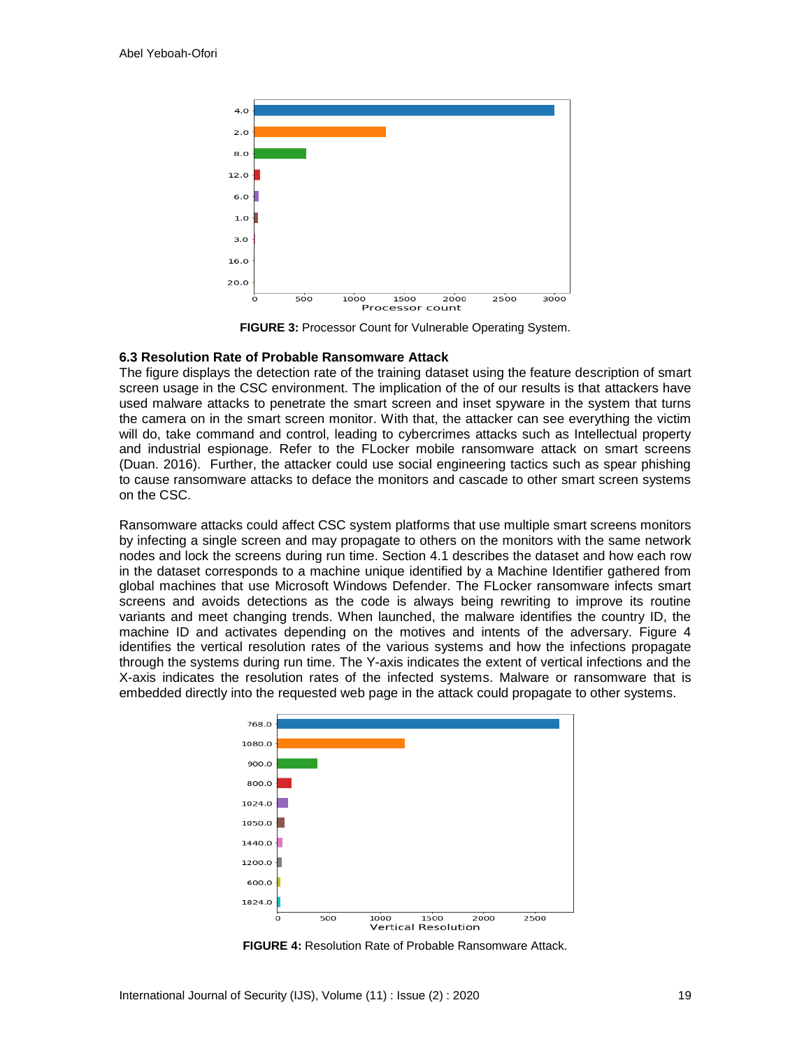**FIGURE 3:** Processor Count for Vulnerable Operating System.

### 6.3 Resolution Rate of Probable Ransomware Attack

The figure displays the detection rate of the training dataset using the feature description of smart screen usage in the CSC environment. The implication of the of our results is that attackers have used malware attacks to penetrate the smart screen and inset spyware in the system that turns the camera on in the smart screen monitor. With that, the attacker can see everything the victim will do, take command and control, leading to cybercrimes attacks such as Intellectual property and industrial espionage. Refer to the FLocker mobile ransomware attack on smart screens (Duan. 2016). Further, the attacker could use social engineering tactics such as spear phishing to cause ransomware attacks to deface the monitors and cascade to other smart screen systems on the CSC.

Ransomware attacks could affect CSC system platforms that use multiple smart screens monitors by infecting a single screen and may propagate to others on the monitors with the same network nodes and lock the screens during run time. Section 4.1 describes the dataset and how each row in the dataset corresponds to a machine unique identified by a Machine Identifier gathered from global machines that use Microsoft Windows Defender. The FLocker ransomware infects smart screens and avoids detections as the code is always being rewriting to improve its routine variants and meet changing trends. When launched, the malware identifies the country ID, the machine ID and activates depending on the motives and intents of the adversary. Figure 4 identifies the vertical resolution rates of the various systems and how the infections propagate through the systems during run time. The Y-axis indicates the extent of vertical infections and the X-axis indicates the resolution rates of the infected systems. Malware or ransomware that is embedded directly into the requested web page in the attack could propagate to other systems.

**FIGURE 4:** Resolution Rate of Probable Ransomware Attack.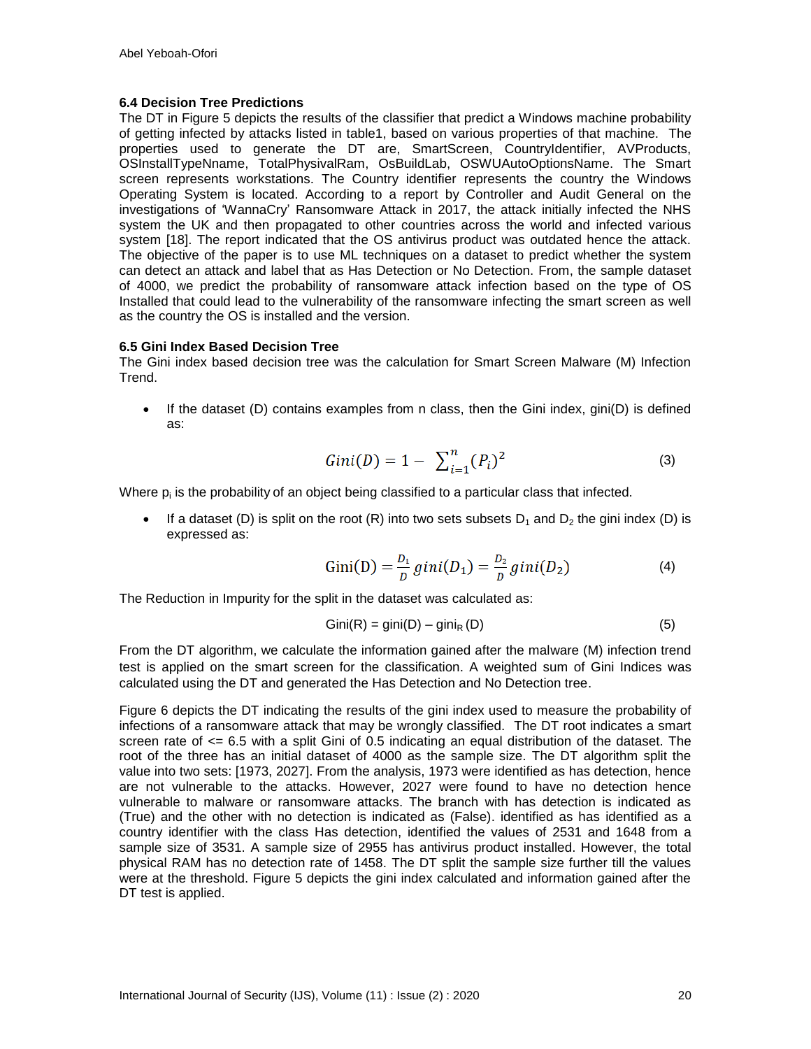### 6.4 Decision Tree Predictions

The DT in Figure 5 depicts the results of the classifier that predict a Windows machine probability of getting infected by attacks listed in table1, based on various properties of that machine. The properties used to generate the DT are, SmartScreen, CountryIdentifier, AVProducts, OSInstallTypeNname, TotalPhysivalRam, OsBuildLab, OSWUAutoOptionsName. The Smart screen represents workstations. The Country identifier represents the country the Windows Operating System is located. According to a report by Controller and Audit General on the investigations of 'WannaCry' Ransomware Attack in 2017, the attack initially infected the NHS system the UK and then propagated to other countries across the world and infected various system [18]. The report indicated that the OS antivirus product was outdated hence the attack. The objective of the paper is to use ML techniques on a dataset to predict whether the system can detect an attack and label that as Has Detection or No Detection. From, the sample dataset of 4000, we predict the probability of ransomware attack infection based on the type of OS Installed that could lead to the vulnerability of the ransomware infecting the smart screen as well as the country the OS is installed and the version.

### 6.5 Gini Index Based Decision Tree

The Gini index based decision tree was the calculation for Smart Screen Malware (M) Infection Trend.

- If the dataset (D) contains examples from n class, then the Gini index, gini(D) is defined as:

$$Gini(D) = 1 - \sum_{i=1}^{n} (P_i)^2 \qquad (3)$$

Where $p_i$ is the probability of an object being classified to a particular class that infected.

- If a dataset (D) is split on the root (R) into two sets subsets $D_1$ and $D_2$ the gini index (D) is expressed as:

$$\text{Gini(D)} = \frac{D_1}{D} gini(D_1) = \frac{D_2}{D} gini(D_2) \qquad (4)$$

The Reduction in Impurity for the split in the dataset was calculated as:

$$\text{Gini(R)} = \text{gini(D)} - \text{gini}_R\text{(D)} \qquad (5)$$

From the DT algorithm, we calculate the information gained after the malware (M) infection trend test is applied on the smart screen for the classification. A weighted sum of Gini Indices was calculated using the DT and generated the Has Detection and No Detection tree.

Figure 6 depicts the DT indicating the results of the gini index used to measure the probability of infections of a ransomware attack that may be wrongly classified. The DT root indicates a smart screen rate of <= 6.5 with a split Gini of 0.5 indicating an equal distribution of the dataset. The root of the three has an initial dataset of 4000 as the sample size. The DT algorithm split the value into two sets: [1973, 2027]. From the analysis, 1973 were identified as has detection, hence are not vulnerable to the attacks. However, 2027 were found to have no detection hence vulnerable to malware or ransomware attacks. The branch with has detection is indicated as (True) and the other with no detection is indicated as (False). identified as has identified as a country identifier with the class Has detection, identified the values of 2531 and 1648 from a sample size of 3531. A sample size of 2955 has antivirus product installed. However, the total physical RAM has no detection rate of 1458. The DT split the sample size further till the values were at the threshold. Figure 5 depicts the gini index calculated and information gained after the DT test is applied.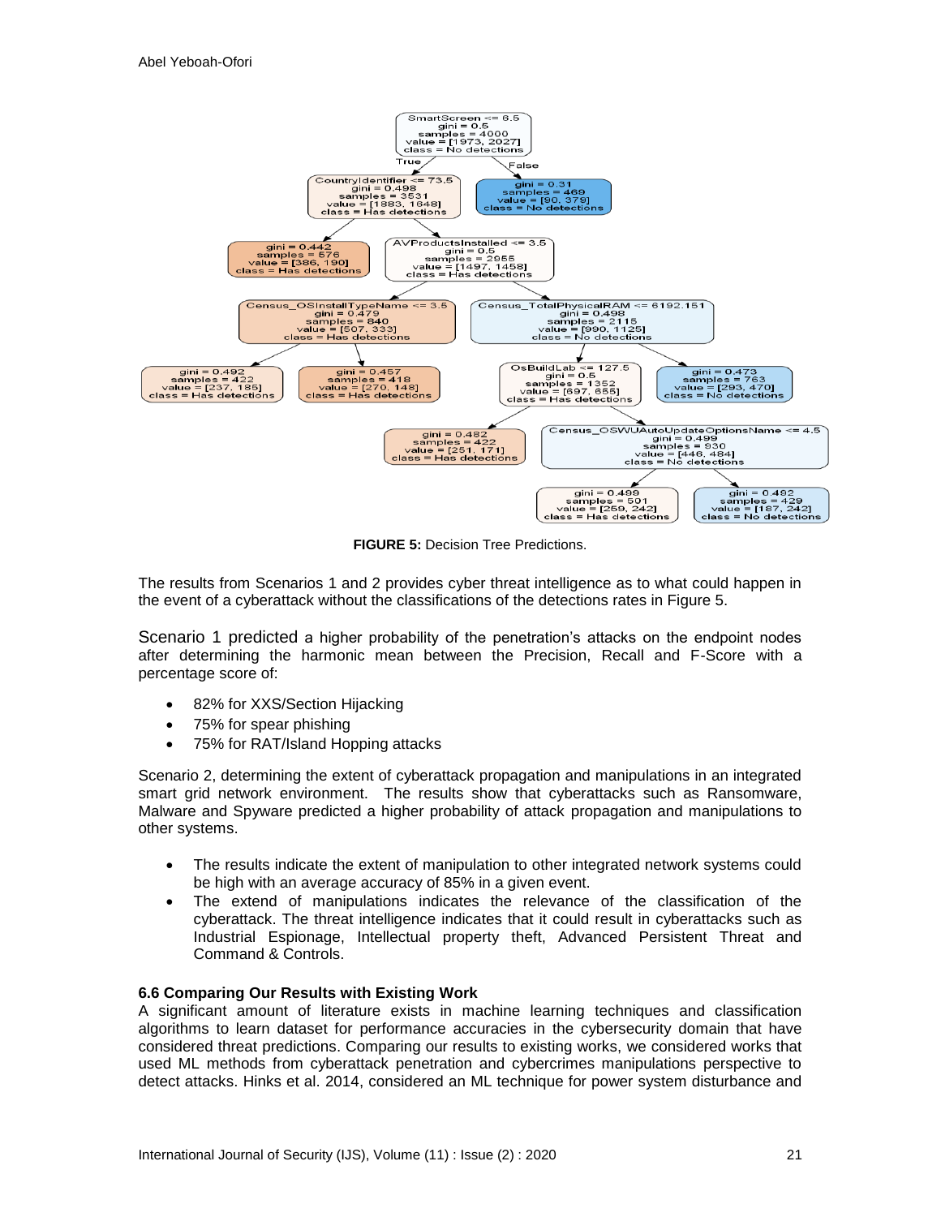**FIGURE 5:** Decision Tree Predictions.

The results from Scenarios 1 and 2 provides cyber threat intelligence as to what could happen in the event of a cyberattack without the classifications of the detections rates in Figure 5.

Scenario 1 predicted a higher probability of the penetration's attacks on the endpoint nodes after determining the harmonic mean between the Precision, Recall and F-Score with a percentage score of:

- 82% for XXS/Section Hijacking
- 75% for spear phishing
- 75% for RAT/Island Hopping attacks

Scenario 2, determining the extent of cyberattack propagation and manipulations in an integrated smart grid network environment. The results show that cyberattacks such as Ransomware, Malware and Spyware predicted a higher probability of attack propagation and manipulations to other systems.

- The results indicate the extent of manipulation to other integrated network systems could be high with an average accuracy of 85% in a given event.
- The extend of manipulations indicates the relevance of the classification of the cyberattack. The threat intelligence indicates that it could result in cyberattacks such as Industrial Espionage, Intellectual property theft, Advanced Persistent Threat and Command & Controls.

### 6.6 Comparing Our Results with Existing Work

A significant amount of literature exists in machine learning techniques and classification algorithms to learn dataset for performance accuracies in the cybersecurity domain that have considered threat predictions. Comparing our results to existing works, we considered works that used ML methods from cyberattack penetration and cybercrimes manipulations perspective to detect attacks. Hinks et al. 2014, considered an ML technique for power system disturbance and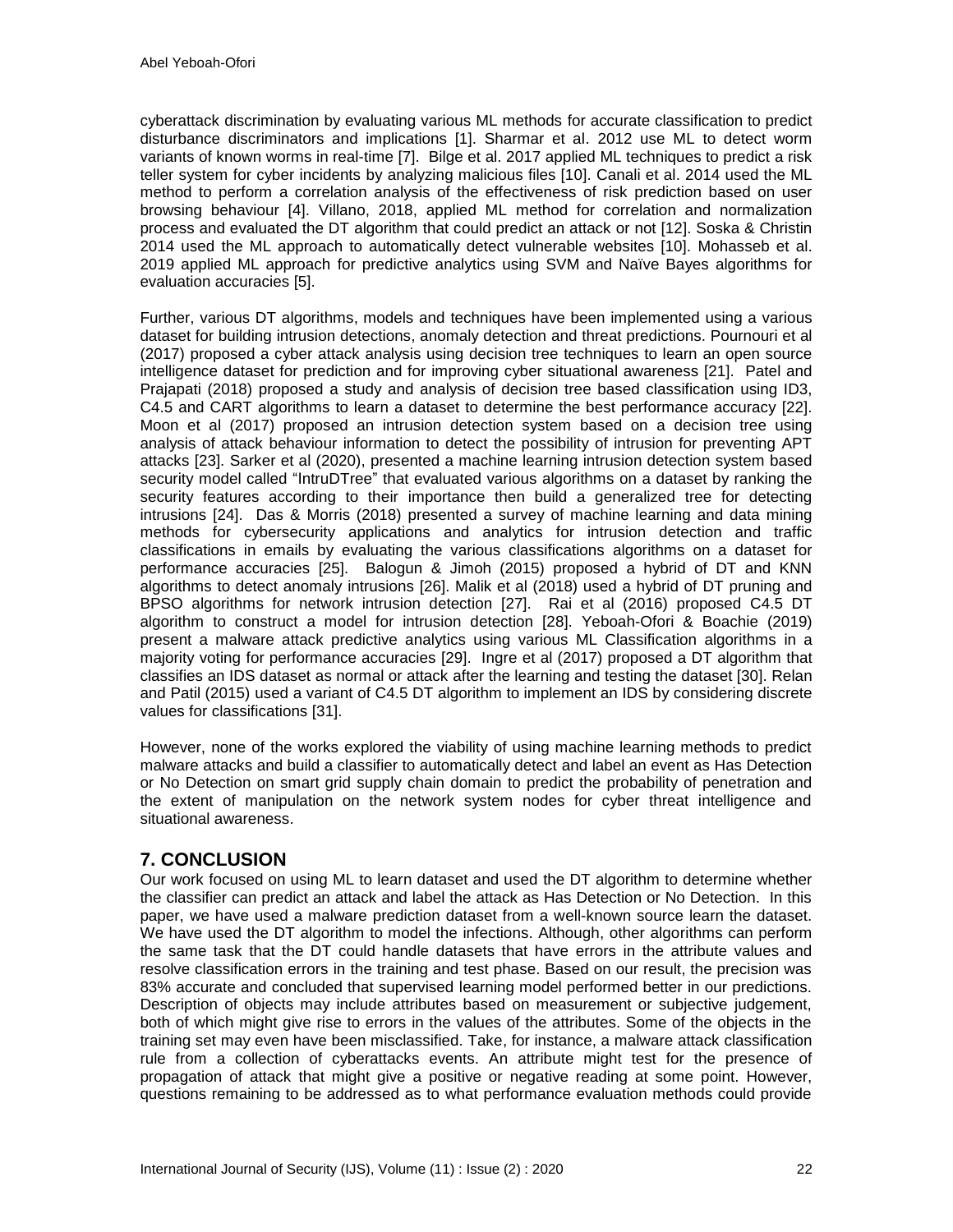cyberattack discrimination by evaluating various ML methods for accurate classification to predict disturbance discriminators and implications [1]. Sharmar et al. 2012 use ML to detect worm variants of known worms in real-time [7]. Bilge et al. 2017 applied ML techniques to predict a risk teller system for cyber incidents by analyzing malicious files [10]. Canali et al. 2014 used the ML method to perform a correlation analysis of the effectiveness of risk prediction based on user browsing behaviour [4]. Villano, 2018, applied ML method for correlation and normalization process and evaluated the DT algorithm that could predict an attack or not [12]. Soska & Christin 2014 used the ML approach to automatically detect vulnerable websites [10]. Mohasseb et al. 2019 applied ML approach for predictive analytics using SVM and Naïve Bayes algorithms for evaluation accuracies [5].

Further, various DT algorithms, models and techniques have been implemented using a various dataset for building intrusion detections, anomaly detection and threat predictions. Pournouri et al (2017) proposed a cyber attack analysis using decision tree techniques to learn an open source intelligence dataset for prediction and for improving cyber situational awareness [21]. Patel and Prajapati (2018) proposed a study and analysis of decision tree based classification using ID3, C4.5 and CART algorithms to learn a dataset to determine the best performance accuracy [22]. Moon et al (2017) proposed an intrusion detection system based on a decision tree using analysis of attack behaviour information to detect the possibility of intrusion for preventing APT attacks [23]. Sarker et al (2020), presented a machine learning intrusion detection system based security model called "IntruDTree" that evaluated various algorithms on a dataset by ranking the security features according to their importance then build a generalized tree for detecting intrusions [24]. Das & Morris (2018) presented a survey of machine learning and data mining methods for cybersecurity applications and analytics for intrusion detection and traffic classifications in emails by evaluating the various classifications algorithms on a dataset for performance accuracies [25]. Balogun & Jimoh (2015) proposed a hybrid of DT and KNN algorithms to detect anomaly intrusions [26]. Malik et al (2018) used a hybrid of DT pruning and BPSO algorithms for network intrusion detection [27]. Rai et al (2016) proposed C4.5 DT algorithm to construct a model for intrusion detection [28]. Yeboah-Ofori & Boachie (2019) present a malware attack predictive analytics using various ML Classification algorithms in a majority voting for performance accuracies [29]. Ingre et al (2017) proposed a DT algorithm that classifies an IDS dataset as normal or attack after the learning and testing the dataset [30]. Relan and Patil (2015) used a variant of C4.5 DT algorithm to implement an IDS by considering discrete values for classifications [31].

However, none of the works explored the viability of using machine learning methods to predict malware attacks and build a classifier to automatically detect and label an event as Has Detection or No Detection on smart grid supply chain domain to predict the probability of penetration and the extent of manipulation on the network system nodes for cyber threat intelligence and situational awareness.

## 7. CONCLUSION

Our work focused on using ML to learn dataset and used the DT algorithm to determine whether the classifier can predict an attack and label the attack as Has Detection or No Detection. In this paper, we have used a malware prediction dataset from a well-known source learn the dataset. We have used the DT algorithm to model the infections. Although, other algorithms can perform the same task that the DT could handle datasets that have errors in the attribute values and resolve classification errors in the training and test phase. Based on our result, the precision was 83% accurate and concluded that supervised learning model performed better in our predictions. Description of objects may include attributes based on measurement or subjective judgement, both of which might give rise to errors in the values of the attributes. Some of the objects in the training set may even have been misclassified. Take, for instance, a malware attack classification rule from a collection of cyberattacks events. An attribute might test for the presence of propagation of attack that might give a positive or negative reading at some point. However, questions remaining to be addressed as to what performance evaluation methods could provide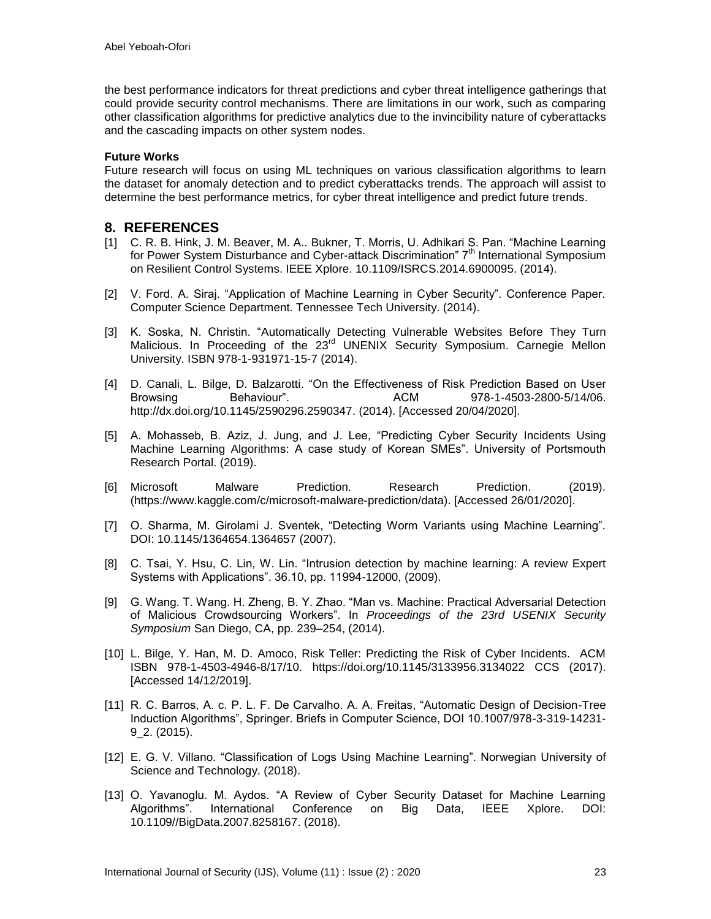the best performance indicators for threat predictions and cyber threat intelligence gatherings that could provide security control mechanisms. There are limitations in our work, such as comparing other classification algorithms for predictive analytics due to the invincibility nature of cyberattacks and the cascading impacts on other system nodes.

**Future Works**

Future research will focus on using ML techniques on various classification algorithms to learn the dataset for anomaly detection and to predict cyberattacks trends. The approach will assist to determine the best performance metrics, for cyber threat intelligence and predict future trends.

## 8. REFERENCES

[1] C. R. B. Hink, J. M. Beaver, M. A.. Bukner, T. Morris, U. Adhikari S. Pan. "Machine Learning for Power System Disturbance and Cyber-attack Discrimination" 7th International Symposium on Resilient Control Systems. IEEE Xplore. 10.1109/ISRCS.2014.6900095. (2014).

[2] V. Ford. A. Siraj. "Application of Machine Learning in Cyber Security". Conference Paper. Computer Science Department. Tennessee Tech University. (2014).

[3] K. Soska, N. Christin. "Automatically Detecting Vulnerable Websites Before They Turn Malicious. In Proceeding of the 23rd UNENIX Security Symposium. Carnegie Mellon University. ISBN 978-1-931971-15-7 (2014).

[4] D. Canali, L. Bilge, D. Balzarotti. "On the Effectiveness of Risk Prediction Based on User Browsing Behaviour". ACM 978-1-4503-2800-5/14/06. http://dx.doi.org/10.1145/2590296.2590347. (2014). [Accessed 20/04/2020].

[5] A. Mohasseb, B. Aziz, J. Jung, and J. Lee, "Predicting Cyber Security Incidents Using Machine Learning Algorithms: A case study of Korean SMEs". University of Portsmouth Research Portal. (2019).

[6] Microsoft Malware Prediction. Research Prediction. (2019). (https://www.kaggle.com/c/microsoft-malware-prediction/data). [Accessed 26/01/2020].

[7] O. Sharma, M. Girolami J. Sventek, "Detecting Worm Variants using Machine Learning". DOI: 10.1145/1364654.1364657 (2007).

[8] C. Tsai, Y. Hsu, C. Lin, W. Lin. "Intrusion detection by machine learning: A review Expert Systems with Applications". 36.10, pp. 11994-12000, (2009).

[9] G. Wang. T. Wang. H. Zheng, B. Y. Zhao. "Man vs. Machine: Practical Adversarial Detection of Malicious Crowdsourcing Workers". In *Proceedings of the 23rd USENIX Security Symposium* San Diego, CA, pp. 239–254, (2014).

[10] L. Bilge, Y. Han, M. D. Amoco, Risk Teller: Predicting the Risk of Cyber Incidents. ACM ISBN 978-1-4503-4946-8/17/10. https://doi.org/10.1145/3133956.3134022 CCS (2017). [Accessed 14/12/2019].

[11] R. C. Barros, A. c. P. L. F. De Carvalho. A. A. Freitas, "Automatic Design of Decision-Tree Induction Algorithms", Springer. Briefs in Computer Science, DOI 10.1007/978-3-319-14231-9_2. (2015).

[12] E. G. V. Villano. "Classification of Logs Using Machine Learning". Norwegian University of Science and Technology. (2018).

[13] O. Yavanoglu. M. Aydos. "A Review of Cyber Security Dataset for Machine Learning Algorithms". International Conference on Big Data, IEEE Xplore. DOI: 10.1109//BigData.2007.8258167. (2018).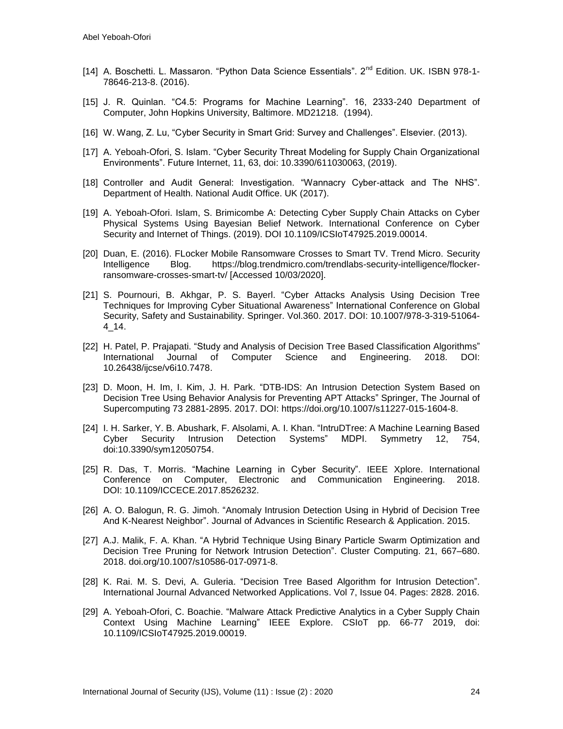[14] A. Boschetti. L. Massaron. “Python Data Science Essentials”. 2nd Edition. UK. ISBN 978-1-78646-213-8. (2016).

[15] J. R. Quinlan. “C4.5: Programs for Machine Learning”. 16, 2333-240 Department of Computer, John Hopkins University, Baltimore. MD21218. (1994).

[16] W. Wang, Z. Lu, “Cyber Security in Smart Grid: Survey and Challenges”. Elsevier. (2013).

[17] A. Yeboah-Ofori, S. Islam. “Cyber Security Threat Modeling for Supply Chain Organizational Environments”. Future Internet, 11, 63, doi: 10.3390/611030063, (2019).

[18] Controller and Audit General: Investigation. “Wannacry Cyber-attack and The NHS”. Department of Health. National Audit Office. UK (2017).

[19] A. Yeboah-Ofori. Islam, S. Brimicombe A: Detecting Cyber Supply Chain Attacks on Cyber Physical Systems Using Bayesian Belief Network. International Conference on Cyber Security and Internet of Things. (2019). DOI 10.1109/ICSIoT47925.2019.00014.

[20] Duan, E. (2016). FLocker Mobile Ransomware Crosses to Smart TV. Trend Micro. Security Intelligence Blog. https://blog.trendmicro.com/trendlabs-security-intelligence/flocker-ransomware-crosses-smart-tv/ [Accessed 10/03/2020].

[21] S. Pournouri, B. Akhgar, P. S. Bayerl. “Cyber Attacks Analysis Using Decision Tree Techniques for Improving Cyber Situational Awareness” International Conference on Global Security, Safety and Sustainability. Springer. Vol.360. 2017. DOI: 10.1007/978-3-319-51064-4_14.

[22] H. Patel, P. Prajapati. “Study and Analysis of Decision Tree Based Classification Algorithms” International Journal of Computer Science and Engineering. 2018. DOI: 10.26438/ijcse/v6i10.7478.

[23] D. Moon, H. Im, I. Kim, J. H. Park. “DTB-IDS: An Intrusion Detection System Based on Decision Tree Using Behavior Analysis for Preventing APT Attacks” Springer, The Journal of Supercomputing 73 2881-2895. 2017. DOI: https://doi.org/10.1007/s11227-015-1604-8.

[24] I. H. Sarker, Y. B. Abushark, F. Alsolami, A. I. Khan. “IntruDTree: A Machine Learning Based Cyber Security Intrusion Detection Systems” MDPI. Symmetry 12, 754, doi:10.3390/sym12050754.

[25] R. Das, T. Morris. “Machine Learning in Cyber Security”. IEEE Xplore. International Conference on Computer, Electronic and Communication Engineering. 2018. DOI: 10.1109/ICCECE.2017.8526232.

[26] A. O. Balogun, R. G. Jimoh. “Anomaly Intrusion Detection Using in Hybrid of Decision Tree And K-Nearest Neighbor”. Journal of Advances in Scientific Research & Application. 2015.

[27] A.J. Malik, F. A. Khan. “A Hybrid Technique Using Binary Particle Swarm Optimization and Decision Tree Pruning for Network Intrusion Detection”. Cluster Computing. 21, 667–680. 2018. doi.org/10.1007/s10586-017-0971-8.

[28] K. Rai. M. S. Devi, A. Guleria. “Decision Tree Based Algorithm for Intrusion Detection”. International Journal Advanced Networked Applications. Vol 7, Issue 04. Pages: 2828. 2016.

[29] A. Yeboah-Ofori, C. Boachie. “Malware Attack Predictive Analytics in a Cyber Supply Chain Context Using Machine Learning” IEEE Explore. CSIoT pp. 66-77 2019, doi: 10.1109/ICSIoT47925.2019.00019.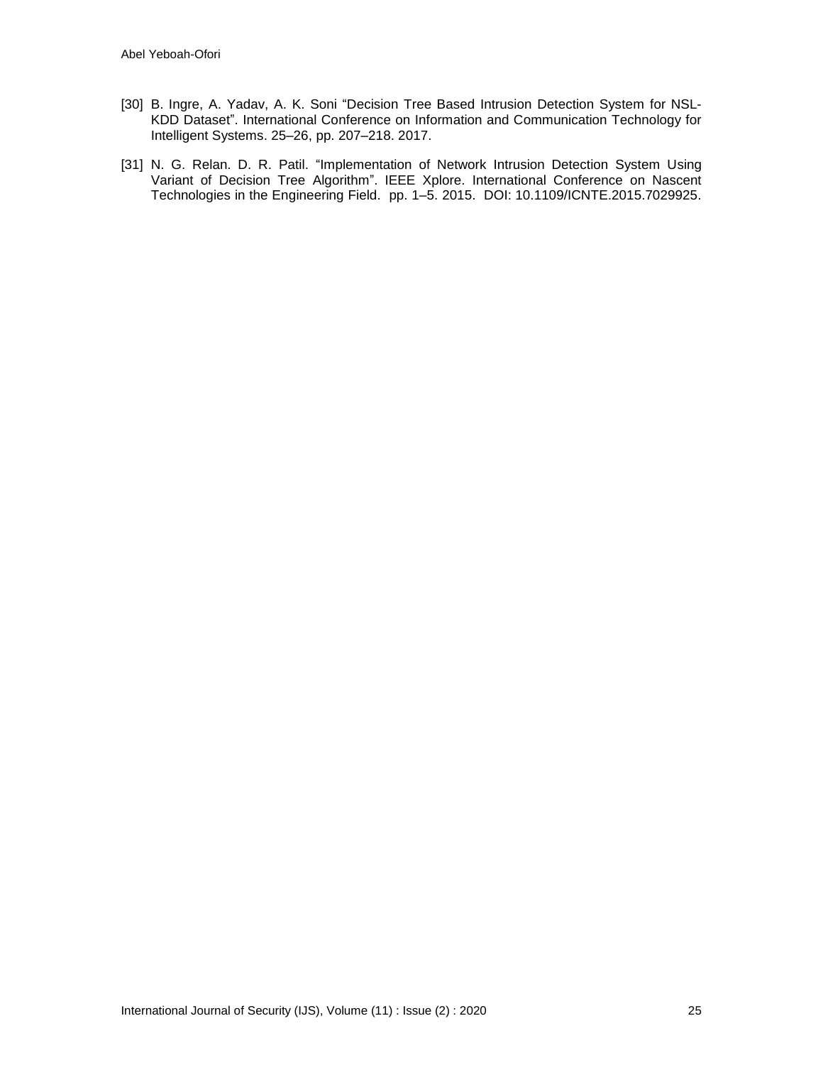[30] B. Ingre, A. Yadav, A. K. Soni "Decision Tree Based Intrusion Detection System for NSL-KDD Dataset". International Conference on Information and Communication Technology for Intelligent Systems. 25–26, pp. 207–218. 2017.

[31] N. G. Relan. D. R. Patil. "Implementation of Network Intrusion Detection System Using Variant of Decision Tree Algorithm". IEEE Xplore. International Conference on Nascent Technologies in the Engineering Field. pp. 1–5. 2015. DOI: 10.1109/ICNTE.2015.7029925.